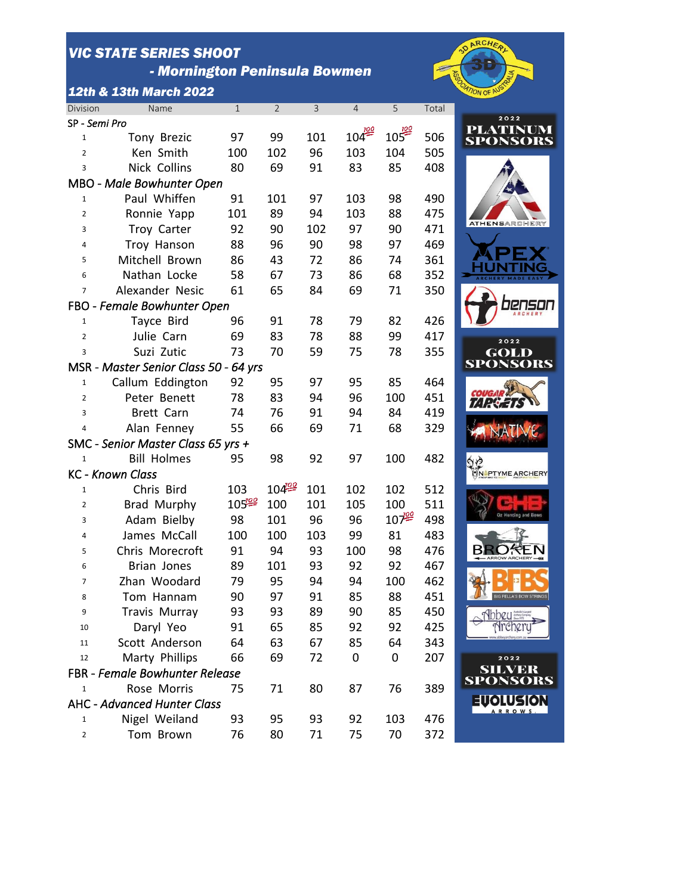# VIC STATE SERIES SHOOT

## - Mornington Peninsula Bowmen

### 12th & 13th March 2022

| Division | Name | 1 | 2 | 3 | 4 | 5 | Total |
|---|---|---|---|---|---|---|---|
| SP - *Semi Pro* | | | | | | | |
| 1 | Tony Brezic | 97 | 99 | 101 | 104 💯 | 105 💯 | 506 |
| 2 | Ken Smith | 100 | 102 | 96 | 103 | 104 | 505 |
| 3 | Nick Collins | 80 | 69 | 91 | 83 | 85 | 408 |
| MBO - *Male Bowhunter Open* | | | | | | | |
| 1 | Paul Whiffen | 91 | 101 | 97 | 103 | 98 | 490 |
| 2 | Ronnie Yapp | 101 | 89 | 94 | 103 | 88 | 475 |
| 3 | Troy Carter | 92 | 90 | 102 | 97 | 90 | 471 |
| 4 | Troy Hanson | 88 | 96 | 90 | 98 | 97 | 469 |
| 5 | Mitchell Brown | 86 | 43 | 72 | 86 | 74 | 361 |
| 6 | Nathan Locke | 58 | 67 | 73 | 86 | 68 | 352 |
| 7 | Alexander Nesic | 61 | 65 | 84 | 69 | 71 | 350 |
| FBO - *Female Bowhunter Open* | | | | | | | |
| 1 | Tayce Bird | 96 | 91 | 78 | 79 | 82 | 426 |
| 2 | Julie Carn | 69 | 83 | 78 | 88 | 99 | 417 |
| 3 | Suzi Zutic | 73 | 70 | 59 | 75 | 78 | 355 |
| MSR - *Master Senior Class 50 - 64 yrs* | | | | | | | |
| 1 | Callum Eddington | 92 | 95 | 97 | 95 | 85 | 464 |
| 2 | Peter Benett | 78 | 83 | 94 | 96 | 100 | 451 |
| 3 | Brett Carn | 74 | 76 | 91 | 94 | 84 | 419 |
| 4 | Alan Fenney | 55 | 66 | 69 | 71 | 68 | 329 |
| SMC - *Senior Master Class 65 yrs +* | | | | | | | |
| 1 | Bill Holmes | 95 | 98 | 92 | 97 | 100 | 482 |
| KC - *Known Class* | | | | | | | |
| 1 | Chris Bird | 103 | 104 💯 | 101 | 102 | 102 | 512 |
| 2 | Brad Murphy | 105 💯 | 100 | 101 | 105 | 100 | 511 |
| 3 | Adam Bielby | 98 | 101 | 96 | 96 | 107 💯 | 498 |
| 4 | James McCall | 100 | 100 | 103 | 99 | 81 | 483 |
| 5 | Chris Morecroft | 91 | 94 | 93 | 100 | 98 | 476 |
| 6 | Brian Jones | 89 | 101 | 93 | 92 | 92 | 467 |
| 7 | Zhan Woodard | 79 | 95 | 94 | 94 | 100 | 462 |
| 8 | Tom Hannam | 90 | 97 | 91 | 85 | 88 | 451 |
| 9 | Travis Murray | 93 | 93 | 89 | 90 | 85 | 450 |
| 10 | Daryl Yeo | 91 | 65 | 85 | 92 | 92 | 425 |
| 11 | Scott Anderson | 64 | 63 | 67 | 85 | 64 | 343 |
| 12 | Marty Phillips | 66 | 69 | 72 | 0 | 0 | 207 |
| FBR - *Female Bowhunter Release* | | | | | | | |
| 1 | Rose Morris | 75 | 71 | 80 | 87 | 76 | 389 |
| AHC - *Advanced Hunter Class* | | | | | | | |
| 1 | Nigel Weiland | 93 | 95 | 93 | 92 | 103 | 476 |
| 2 | Tom Brown | 76 | 80 | 71 | 75 | 70 | 372 |

2022 PLATINUM SPONSORS

2022 GOLD SPONSORS

2022 SILVER SPONSORS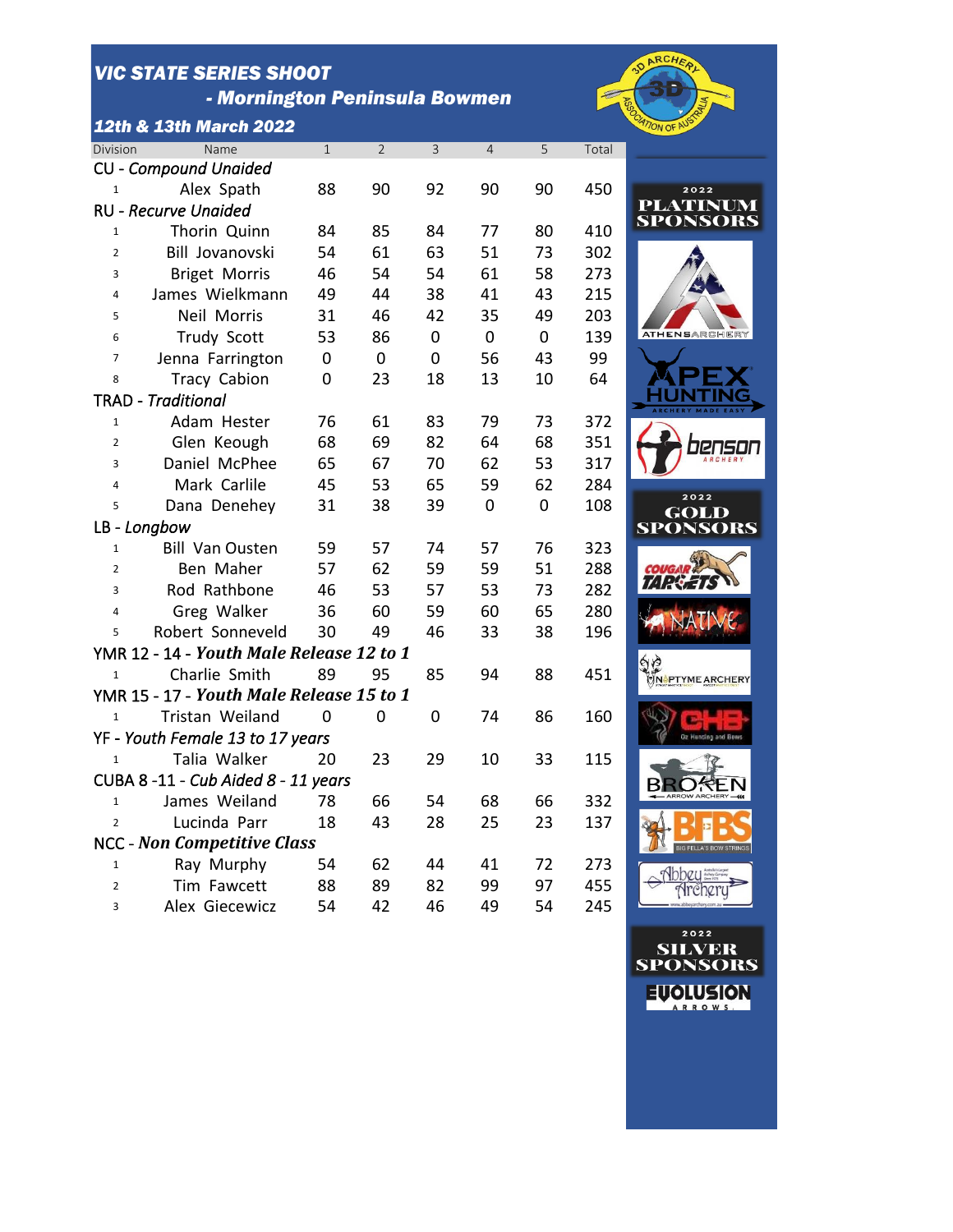# VIC STATE SERIES SHOOT

## - Mornington Peninsula Bowmen

### 12th & 13th March 2022

| Division | Name | 1 | 2 | 3 | 4 | 5 | Total |
|---|---|---|---|---|---|---|---|
| CU - *Compound Unaided* | | | | | | | |
| 1 | Alex Spath | 88 | 90 | 92 | 90 | 90 | 450 |
| RU - *Recurve Unaided* | | | | | | | |
| 1 | Thorin Quinn | 84 | 85 | 84 | 77 | 80 | 410 |
| 2 | Bill Jovanovski | 54 | 61 | 63 | 51 | 73 | 302 |
| 3 | Briget Morris | 46 | 54 | 54 | 61 | 58 | 273 |
| 4 | James Wielkmann | 49 | 44 | 38 | 41 | 43 | 215 |
| 5 | Neil Morris | 31 | 46 | 42 | 35 | 49 | 203 |
| 6 | Trudy Scott | 53 | 86 | 0 | 0 | 0 | 139 |
| 7 | Jenna Farrington | 0 | 0 | 0 | 56 | 43 | 99 |
| 8 | Tracy Cabion | 0 | 23 | 18 | 13 | 10 | 64 |
| TRAD - *Traditional* | | | | | | | |
| 1 | Adam Hester | 76 | 61 | 83 | 79 | 73 | 372 |
| 2 | Glen Keough | 68 | 69 | 82 | 64 | 68 | 351 |
| 3 | Daniel McPhee | 65 | 67 | 70 | 62 | 53 | 317 |
| 4 | Mark Carlile | 45 | 53 | 65 | 59 | 62 | 284 |
| 5 | Dana Denehey | 31 | 38 | 39 | 0 | 0 | 108 |
| LB - *Longbow* | | | | | | | |
| 1 | Bill Van Ousten | 59 | 57 | 74 | 57 | 76 | 323 |
| 2 | Ben Maher | 57 | 62 | 59 | 59 | 51 | 288 |
| 3 | Rod Rathbone | 46 | 53 | 57 | 53 | 73 | 282 |
| 4 | Greg Walker | 36 | 60 | 59 | 60 | 65 | 280 |
| 5 | Robert Sonneveld | 30 | 49 | 46 | 33 | 38 | 196 |
| YMR 12 - 14 - ***Youth Male Release 12 to 1*** | | | | | | | |
| 1 | Charlie Smith | 89 | 95 | 85 | 94 | 88 | 451 |
| YMR 15 - 17 - ***Youth Male Release 15 to 1*** | | | | | | | |
| 1 | Tristan Weiland | 0 | 0 | 0 | 74 | 86 | 160 |
| YF - *Youth Female 13 to 17 years* | | | | | | | |
| 1 | Talia Walker | 20 | 23 | 29 | 10 | 33 | 115 |
| CUBA 8 -11 - *Cub Aided 8 - 11 years* | | | | | | | |
| 1 | James Weiland | 78 | 66 | 54 | 68 | 66 | 332 |
| 2 | Lucinda Parr | 18 | 43 | 28 | 25 | 23 | 137 |
| NCC - ***Non Competitive Class*** | | | | | | | |
| 1 | Ray Murphy | 54 | 62 | 44 | 41 | 72 | 273 |
| 2 | Tim Fawcett | 88 | 89 | 82 | 99 | 97 | 455 |
| 3 | Alex Giecewicz | 54 | 42 | 46 | 49 | 54 | 245 |

2022 PLATINUM SPONSORS

2022 GOLD SPONSORS

2022 SILVER SPONSORS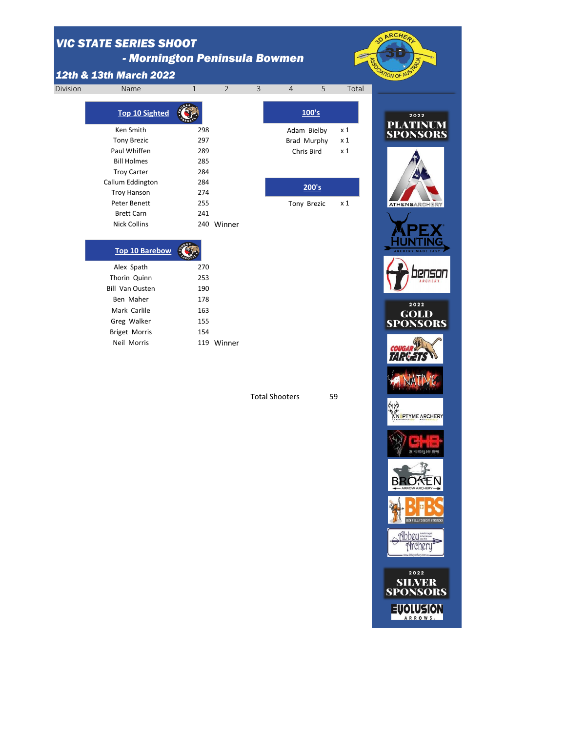# VIC STATE SERIES SHOOT

## - Mornington Peninsula Bowmen

### 12th & 13th March 2022

| Division | Name | 1 | 2 | 3 | 4 | 5 | Total |
|---|---|---|---|---|---|---|---|

**Top 10 Sighted**

| | | |
|---|---|---|
| Ken Smith | 298 | |
| Tony Brezic | 297 | |
| Paul Whiffen | 289 | |
| Bill Holmes | 285 | |
| Troy Carter | 284 | |
| Callum Eddington | 284 | |
| Troy Hanson | 274 | |
| Peter Benett | 255 | |
| Brett Carn | 241 | |
| Nick Collins | 240 | Winner |

**100's**

| | |
|---|---|
| Adam Bielby | x 1 |
| Brad Murphy | x 1 |
| Chris Bird | x 1 |

**200's**

| | |
|---|---|
| Tony Brezic | x 1 |

**Top 10 Barebow**

| | | |
|---|---|---|
| Alex Spath | 270 | |
| Thorin Quinn | 253 | |
| Bill Van Ousten | 190 | |
| Ben Maher | 178 | |
| Mark Carlile | 163 | |
| Greg Walker | 155 | |
| Briget Morris | 154 | |
| Neil Morris | 119 | Winner |

Total Shooters 59

2022 PLATINUM SPONSORS

2022 GOLD SPONSORS

2022 SILVER SPONSORS